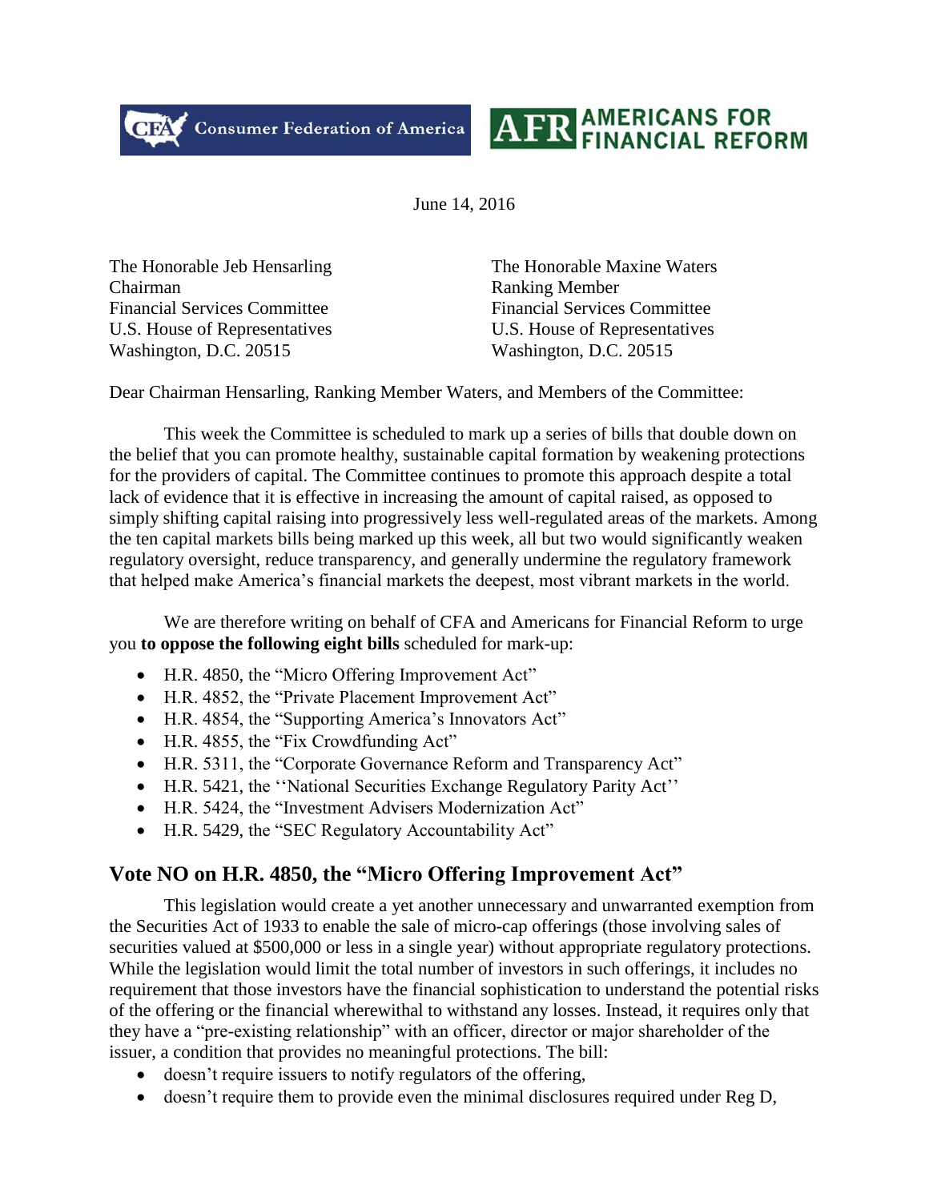Consumer Federation of America | AMERICANS FOR FINANCIAL REFORM

June 14, 2016

The Honorable Jeb Hensarling
Chairman
Financial Services Committee
U.S. House of Representatives
Washington, D.C. 20515

The Honorable Maxine Waters
Ranking Member
Financial Services Committee
U.S. House of Representatives
Washington, D.C. 20515

Dear Chairman Hensarling, Ranking Member Waters, and Members of the Committee:

This week the Committee is scheduled to mark up a series of bills that double down on the belief that you can promote healthy, sustainable capital formation by weakening protections for the providers of capital. The Committee continues to promote this approach despite a total lack of evidence that it is effective in increasing the amount of capital raised, as opposed to simply shifting capital raising into progressively less well-regulated areas of the markets. Among the ten capital markets bills being marked up this week, all but two would significantly weaken regulatory oversight, reduce transparency, and generally undermine the regulatory framework that helped make America's financial markets the deepest, most vibrant markets in the world.

We are therefore writing on behalf of CFA and Americans for Financial Reform to urge you **to oppose the following eight bills** scheduled for mark-up:

- H.R. 4850, the "Micro Offering Improvement Act"
- H.R. 4852, the "Private Placement Improvement Act"
- H.R. 4854, the "Supporting America's Innovators Act"
- H.R. 4855, the "Fix Crowdfunding Act"
- H.R. 5311, the "Corporate Governance Reform and Transparency Act"
- H.R. 5421, the ''National Securities Exchange Regulatory Parity Act''
- H.R. 5424, the "Investment Advisers Modernization Act"
- H.R. 5429, the "SEC Regulatory Accountability Act"

## Vote NO on H.R. 4850, the "Micro Offering Improvement Act"

This legislation would create a yet another unnecessary and unwarranted exemption from the Securities Act of 1933 to enable the sale of micro-cap offerings (those involving sales of securities valued at $500,000 or less in a single year) without appropriate regulatory protections. While the legislation would limit the total number of investors in such offerings, it includes no requirement that those investors have the financial sophistication to understand the potential risks of the offering or the financial wherewithal to withstand any losses. Instead, it requires only that they have a "pre-existing relationship" with an officer, director or major shareholder of the issuer, a condition that provides no meaningful protections. The bill:

- doesn't require issuers to notify regulators of the offering,
- doesn't require them to provide even the minimal disclosures required under Reg D,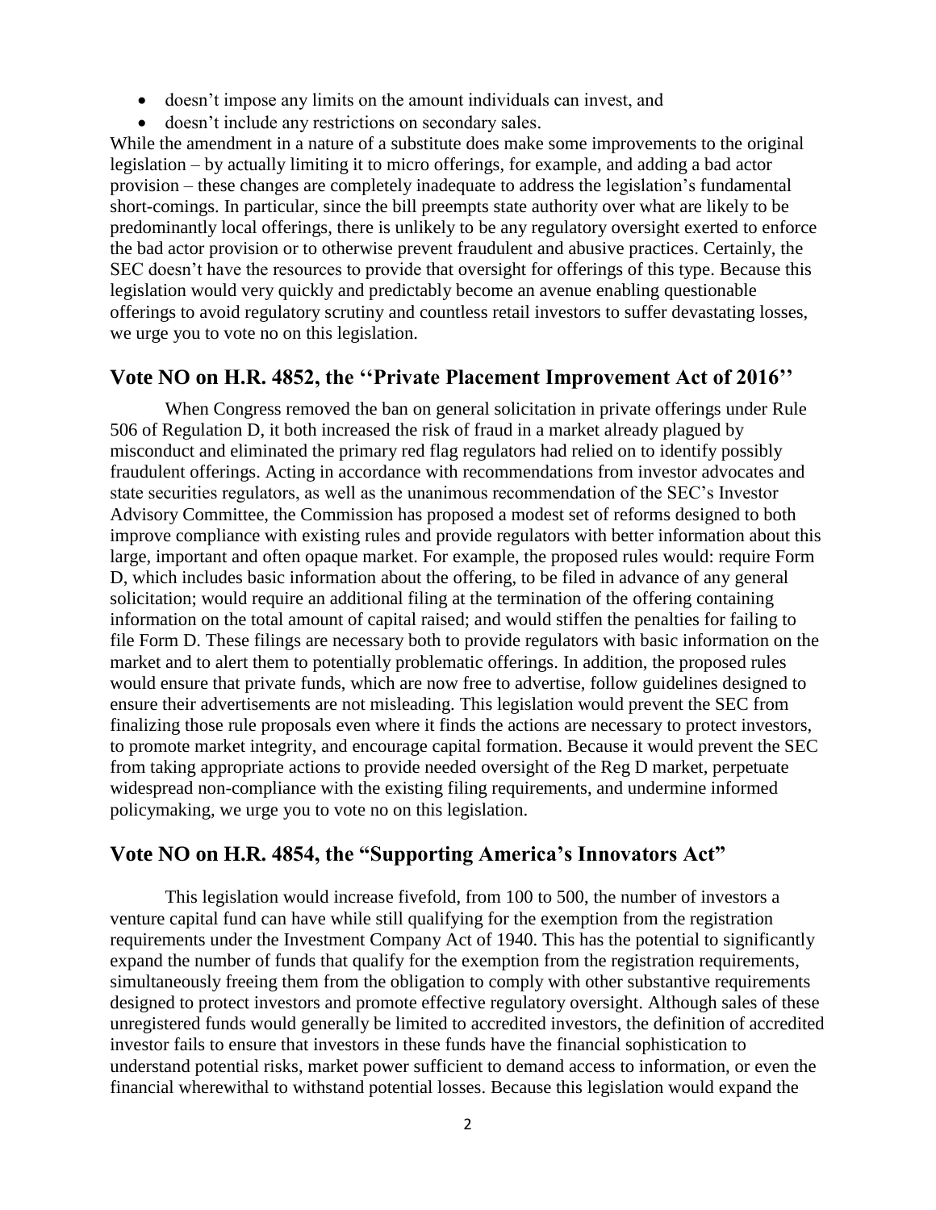- doesn’t impose any limits on the amount individuals can invest, and
- doesn’t include any restrictions on secondary sales.

While the amendment in a nature of a substitute does make some improvements to the original legislation – by actually limiting it to micro offerings, for example, and adding a bad actor provision – these changes are completely inadequate to address the legislation’s fundamental short-comings. In particular, since the bill preempts state authority over what are likely to be predominantly local offerings, there is unlikely to be any regulatory oversight exerted to enforce the bad actor provision or to otherwise prevent fraudulent and abusive practices. Certainly, the SEC doesn’t have the resources to provide that oversight for offerings of this type. Because this legislation would very quickly and predictably become an avenue enabling questionable offerings to avoid regulatory scrutiny and countless retail investors to suffer devastating losses, we urge you to vote no on this legislation.

## Vote NO on H.R. 4852, the ‘‘Private Placement Improvement Act of 2016’’

When Congress removed the ban on general solicitation in private offerings under Rule 506 of Regulation D, it both increased the risk of fraud in a market already plagued by misconduct and eliminated the primary red flag regulators had relied on to identify possibly fraudulent offerings. Acting in accordance with recommendations from investor advocates and state securities regulators, as well as the unanimous recommendation of the SEC’s Investor Advisory Committee, the Commission has proposed a modest set of reforms designed to both improve compliance with existing rules and provide regulators with better information about this large, important and often opaque market. For example, the proposed rules would: require Form D, which includes basic information about the offering, to be filed in advance of any general solicitation; would require an additional filing at the termination of the offering containing information on the total amount of capital raised; and would stiffen the penalties for failing to file Form D. These filings are necessary both to provide regulators with basic information on the market and to alert them to potentially problematic offerings. In addition, the proposed rules would ensure that private funds, which are now free to advertise, follow guidelines designed to ensure their advertisements are not misleading. This legislation would prevent the SEC from finalizing those rule proposals even where it finds the actions are necessary to protect investors, to promote market integrity, and encourage capital formation. Because it would prevent the SEC from taking appropriate actions to provide needed oversight of the Reg D market, perpetuate widespread non-compliance with the existing filing requirements, and undermine informed policymaking, we urge you to vote no on this legislation.

## Vote NO on H.R. 4854, the “Supporting America’s Innovators Act”

This legislation would increase fivefold, from 100 to 500, the number of investors a venture capital fund can have while still qualifying for the exemption from the registration requirements under the Investment Company Act of 1940. This has the potential to significantly expand the number of funds that qualify for the exemption from the registration requirements, simultaneously freeing them from the obligation to comply with other substantive requirements designed to protect investors and promote effective regulatory oversight. Although sales of these unregistered funds would generally be limited to accredited investors, the definition of accredited investor fails to ensure that investors in these funds have the financial sophistication to understand potential risks, market power sufficient to demand access to information, or even the financial wherewithal to withstand potential losses. Because this legislation would expand the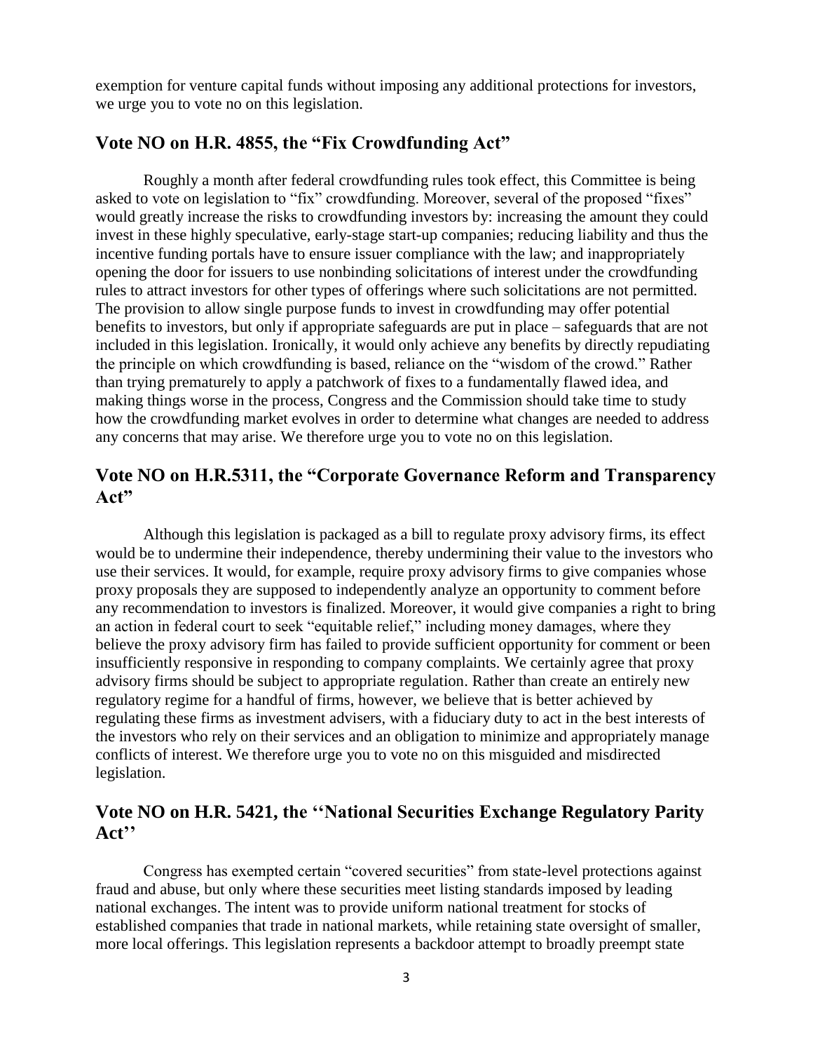exemption for venture capital funds without imposing any additional protections for investors, we urge you to vote no on this legislation.

## Vote NO on H.R. 4855, the "Fix Crowdfunding Act"

Roughly a month after federal crowdfunding rules took effect, this Committee is being asked to vote on legislation to "fix" crowdfunding. Moreover, several of the proposed "fixes" would greatly increase the risks to crowdfunding investors by: increasing the amount they could invest in these highly speculative, early-stage start-up companies; reducing liability and thus the incentive funding portals have to ensure issuer compliance with the law; and inappropriately opening the door for issuers to use nonbinding solicitations of interest under the crowdfunding rules to attract investors for other types of offerings where such solicitations are not permitted. The provision to allow single purpose funds to invest in crowdfunding may offer potential benefits to investors, but only if appropriate safeguards are put in place – safeguards that are not included in this legislation. Ironically, it would only achieve any benefits by directly repudiating the principle on which crowdfunding is based, reliance on the "wisdom of the crowd." Rather than trying prematurely to apply a patchwork of fixes to a fundamentally flawed idea, and making things worse in the process, Congress and the Commission should take time to study how the crowdfunding market evolves in order to determine what changes are needed to address any concerns that may arise. We therefore urge you to vote no on this legislation.

## Vote NO on H.R.5311, the "Corporate Governance Reform and Transparency Act"

Although this legislation is packaged as a bill to regulate proxy advisory firms, its effect would be to undermine their independence, thereby undermining their value to the investors who use their services. It would, for example, require proxy advisory firms to give companies whose proxy proposals they are supposed to independently analyze an opportunity to comment before any recommendation to investors is finalized. Moreover, it would give companies a right to bring an action in federal court to seek "equitable relief," including money damages, where they believe the proxy advisory firm has failed to provide sufficient opportunity for comment or been insufficiently responsive in responding to company complaints. We certainly agree that proxy advisory firms should be subject to appropriate regulation. Rather than create an entirely new regulatory regime for a handful of firms, however, we believe that is better achieved by regulating these firms as investment advisers, with a fiduciary duty to act in the best interests of the investors who rely on their services and an obligation to minimize and appropriately manage conflicts of interest. We therefore urge you to vote no on this misguided and misdirected legislation.

## Vote NO on H.R. 5421, the ''National Securities Exchange Regulatory Parity Act''

Congress has exempted certain "covered securities" from state-level protections against fraud and abuse, but only where these securities meet listing standards imposed by leading national exchanges. The intent was to provide uniform national treatment for stocks of established companies that trade in national markets, while retaining state oversight of smaller, more local offerings. This legislation represents a backdoor attempt to broadly preempt state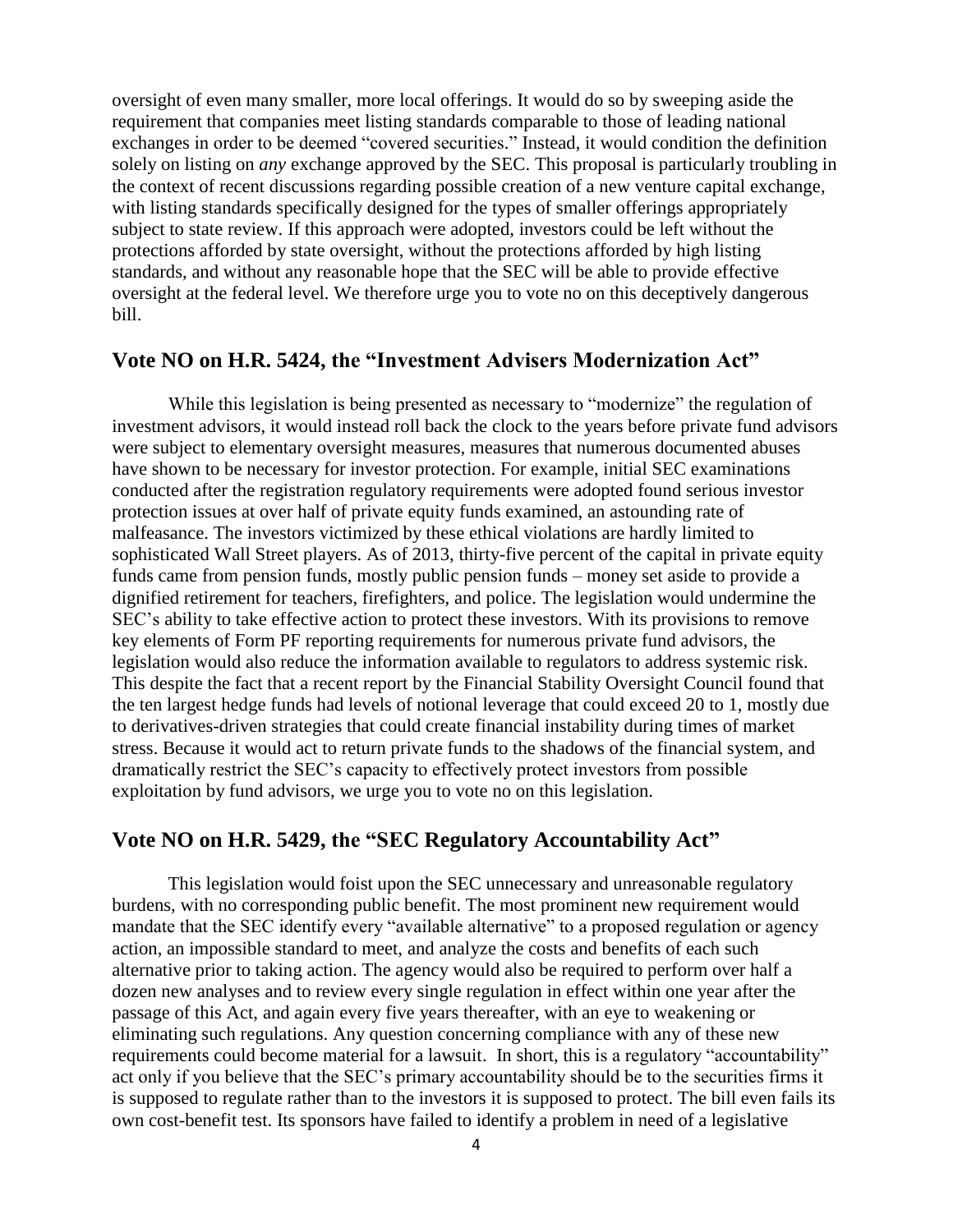oversight of even many smaller, more local offerings. It would do so by sweeping aside the requirement that companies meet listing standards comparable to those of leading national exchanges in order to be deemed "covered securities." Instead, it would condition the definition solely on listing on *any* exchange approved by the SEC. This proposal is particularly troubling in the context of recent discussions regarding possible creation of a new venture capital exchange, with listing standards specifically designed for the types of smaller offerings appropriately subject to state review. If this approach were adopted, investors could be left without the protections afforded by state oversight, without the protections afforded by high listing standards, and without any reasonable hope that the SEC will be able to provide effective oversight at the federal level. We therefore urge you to vote no on this deceptively dangerous bill.

## Vote NO on H.R. 5424, the "Investment Advisers Modernization Act"

While this legislation is being presented as necessary to "modernize" the regulation of investment advisors, it would instead roll back the clock to the years before private fund advisors were subject to elementary oversight measures, measures that numerous documented abuses have shown to be necessary for investor protection. For example, initial SEC examinations conducted after the registration regulatory requirements were adopted found serious investor protection issues at over half of private equity funds examined, an astounding rate of malfeasance. The investors victimized by these ethical violations are hardly limited to sophisticated Wall Street players. As of 2013, thirty-five percent of the capital in private equity funds came from pension funds, mostly public pension funds – money set aside to provide a dignified retirement for teachers, firefighters, and police. The legislation would undermine the SEC's ability to take effective action to protect these investors. With its provisions to remove key elements of Form PF reporting requirements for numerous private fund advisors, the legislation would also reduce the information available to regulators to address systemic risk. This despite the fact that a recent report by the Financial Stability Oversight Council found that the ten largest hedge funds had levels of notional leverage that could exceed 20 to 1, mostly due to derivatives-driven strategies that could create financial instability during times of market stress. Because it would act to return private funds to the shadows of the financial system, and dramatically restrict the SEC's capacity to effectively protect investors from possible exploitation by fund advisors, we urge you to vote no on this legislation.

## Vote NO on H.R. 5429, the "SEC Regulatory Accountability Act"

This legislation would foist upon the SEC unnecessary and unreasonable regulatory burdens, with no corresponding public benefit. The most prominent new requirement would mandate that the SEC identify every "available alternative" to a proposed regulation or agency action, an impossible standard to meet, and analyze the costs and benefits of each such alternative prior to taking action. The agency would also be required to perform over half a dozen new analyses and to review every single regulation in effect within one year after the passage of this Act, and again every five years thereafter, with an eye to weakening or eliminating such regulations. Any question concerning compliance with any of these new requirements could become material for a lawsuit. In short, this is a regulatory "accountability" act only if you believe that the SEC's primary accountability should be to the securities firms it is supposed to regulate rather than to the investors it is supposed to protect. The bill even fails its own cost-benefit test. Its sponsors have failed to identify a problem in need of a legislative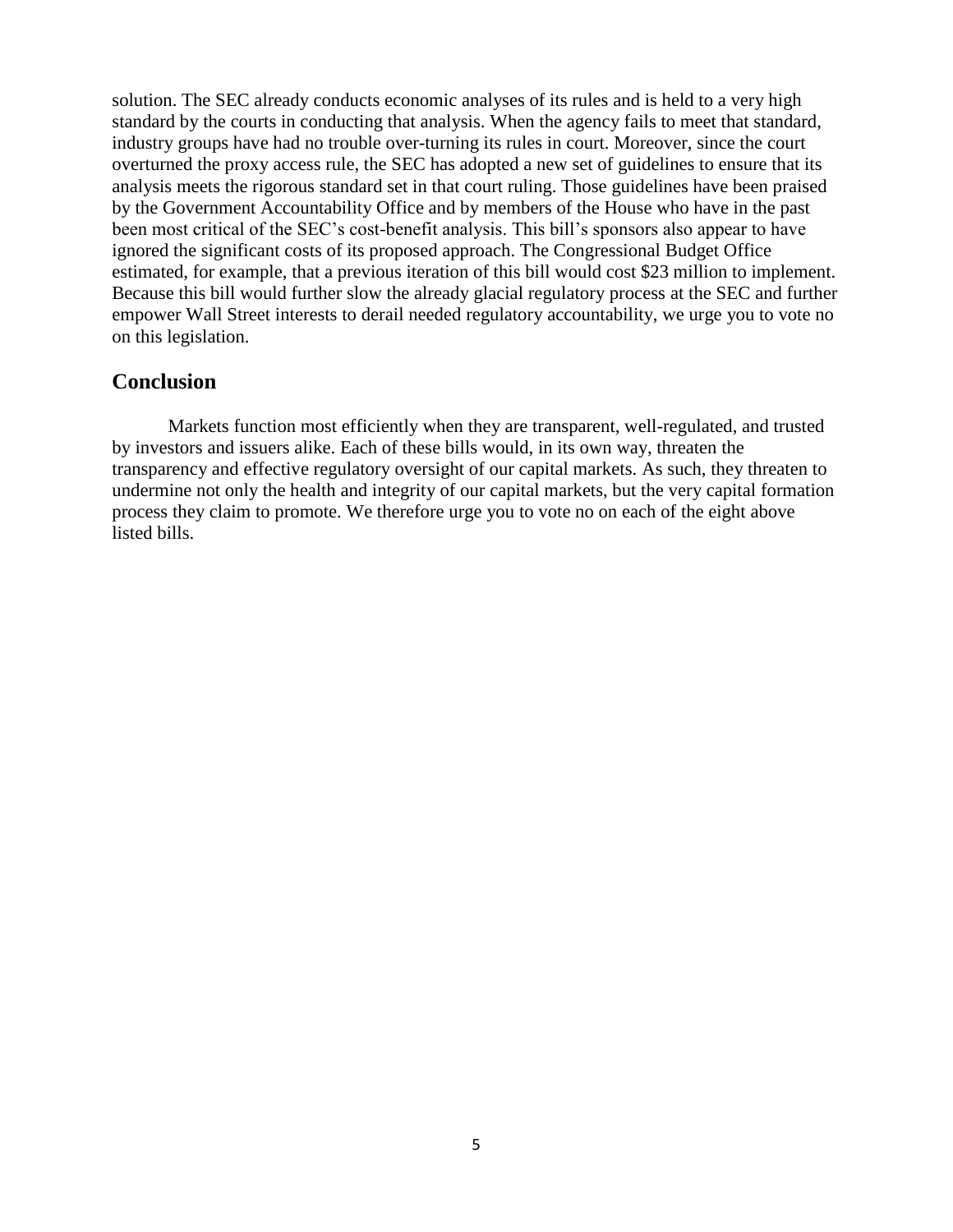solution. The SEC already conducts economic analyses of its rules and is held to a very high standard by the courts in conducting that analysis. When the agency fails to meet that standard, industry groups have had no trouble over-turning its rules in court. Moreover, since the court overturned the proxy access rule, the SEC has adopted a new set of guidelines to ensure that its analysis meets the rigorous standard set in that court ruling. Those guidelines have been praised by the Government Accountability Office and by members of the House who have in the past been most critical of the SEC's cost-benefit analysis. This bill's sponsors also appear to have ignored the significant costs of its proposed approach. The Congressional Budget Office estimated, for example, that a previous iteration of this bill would cost $23 million to implement. Because this bill would further slow the already glacial regulatory process at the SEC and further empower Wall Street interests to derail needed regulatory accountability, we urge you to vote no on this legislation.

## Conclusion

Markets function most efficiently when they are transparent, well-regulated, and trusted by investors and issuers alike. Each of these bills would, in its own way, threaten the transparency and effective regulatory oversight of our capital markets. As such, they threaten to undermine not only the health and integrity of our capital markets, but the very capital formation process they claim to promote. We therefore urge you to vote no on each of the eight above listed bills.